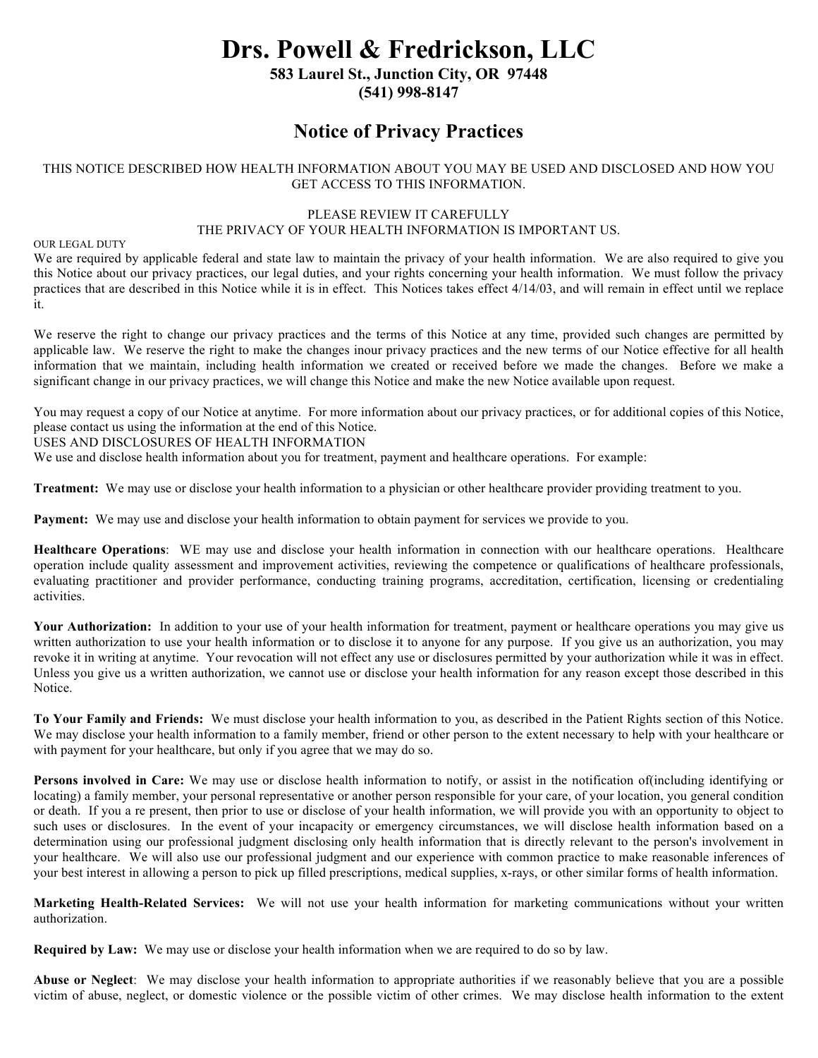# Drs. Powell & Fredrickson, LLC

**583 Laurel St., Junction City, OR 97448**
**(541) 998-8147**

## Notice of Privacy Practices

THIS NOTICE DESCRIBED HOW HEALTH INFORMATION ABOUT YOU MAY BE USED AND DISCLOSED AND HOW YOU GET ACCESS TO THIS INFORMATION.

PLEASE REVIEW IT CAREFULLY
THE PRIVACY OF YOUR HEALTH INFORMATION IS IMPORTANT US.

OUR LEGAL DUTY

We are required by applicable federal and state law to maintain the privacy of your health information. We are also required to give you this Notice about our privacy practices, our legal duties, and your rights concerning your health information. We must follow the privacy practices that are described in this Notice while it is in effect. This Notices takes effect 4/14/03, and will remain in effect until we replace it.

We reserve the right to change our privacy practices and the terms of this Notice at any time, provided such changes are permitted by applicable law. We reserve the right to make the changes inour privacy practices and the new terms of our Notice effective for all health information that we maintain, including health information we created or received before we made the changes. Before we make a significant change in our privacy practices, we will change this Notice and make the new Notice available upon request.

You may request a copy of our Notice at anytime. For more information about our privacy practices, or for additional copies of this Notice, please contact us using the information at the end of this Notice.

USES AND DISCLOSURES OF HEALTH INFORMATION

We use and disclose health information about you for treatment, payment and healthcare operations. For example:

**Treatment:** We may use or disclose your health information to a physician or other healthcare provider providing treatment to you.

**Payment:** We may use and disclose your health information to obtain payment for services we provide to you.

**Healthcare Operations**: WE may use and disclose your health information in connection with our healthcare operations. Healthcare operation include quality assessment and improvement activities, reviewing the competence or qualifications of healthcare professionals, evaluating practitioner and provider performance, conducting training programs, accreditation, certification, licensing or credentialing activities.

**Your Authorization:** In addition to your use of your health information for treatment, payment or healthcare operations you may give us written authorization to use your health information or to disclose it to anyone for any purpose. If you give us an authorization, you may revoke it in writing at anytime. Your revocation will not effect any use or disclosures permitted by your authorization while it was in effect. Unless you give us a written authorization, we cannot use or disclose your health information for any reason except those described in this Notice.

**To Your Family and Friends:** We must disclose your health information to you, as described in the Patient Rights section of this Notice. We may disclose your health information to a family member, friend or other person to the extent necessary to help with your healthcare or with payment for your healthcare, but only if you agree that we may do so.

**Persons involved in Care:** We may use or disclose health information to notify, or assist in the notification of(including identifying or locating) a family member, your personal representative or another person responsible for your care, of your location, you general condition or death. If you a re present, then prior to use or disclose of your health information, we will provide you with an opportunity to object to such uses or disclosures. In the event of your incapacity or emergency circumstances, we will disclose health information based on a determination using our professional judgment disclosing only health information that is directly relevant to the person's involvement in your healthcare. We will also use our professional judgment and our experience with common practice to make reasonable inferences of your best interest in allowing a person to pick up filled prescriptions, medical supplies, x-rays, or other similar forms of health information.

**Marketing Health-Related Services:** We will not use your health information for marketing communications without your written authorization.

**Required by Law:** We may use or disclose your health information when we are required to do so by law.

**Abuse or Neglect**: We may disclose your health information to appropriate authorities if we reasonably believe that you are a possible victim of abuse, neglect, or domestic violence or the possible victim of other crimes. We may disclose health information to the extent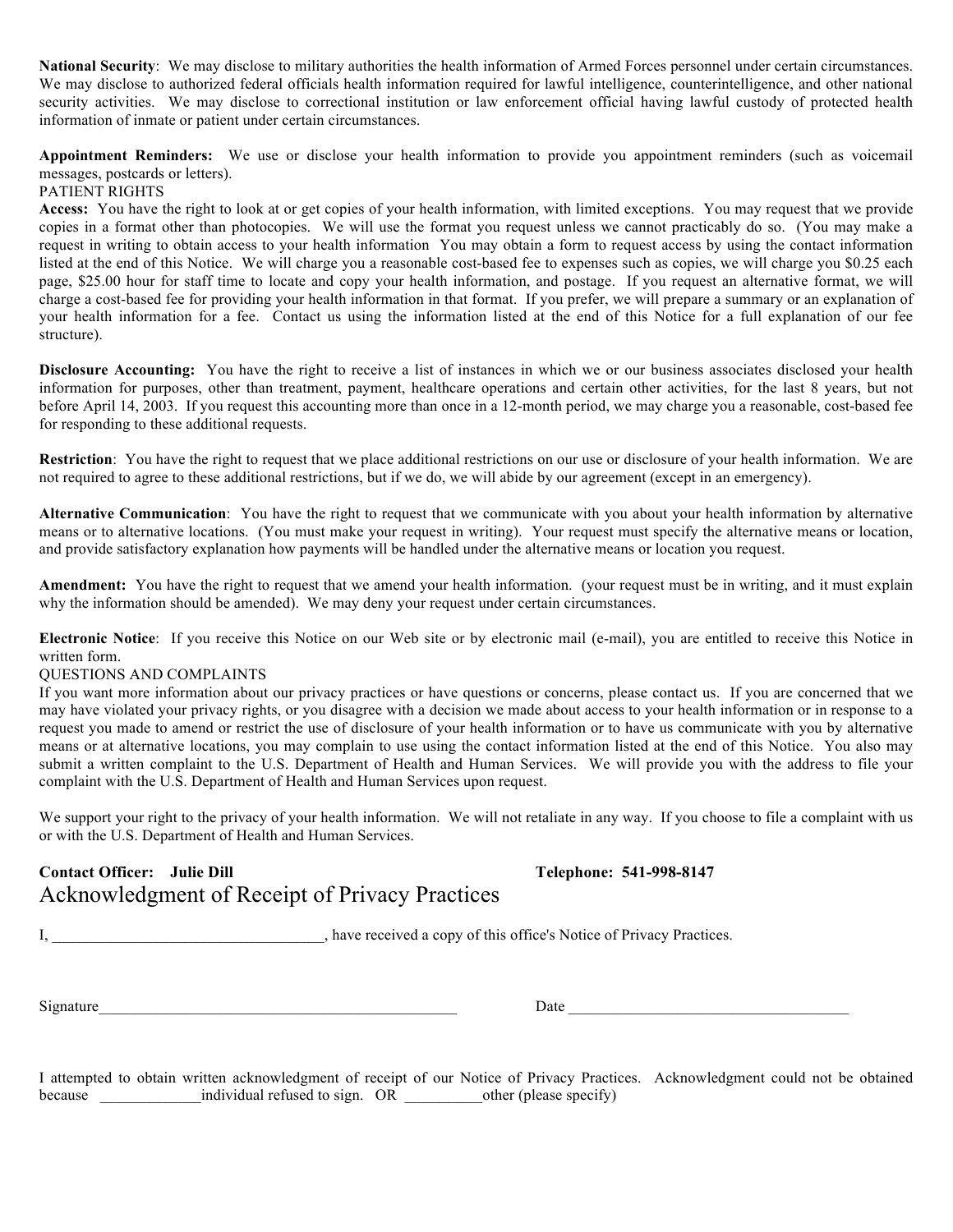**National Security**: We may disclose to military authorities the health information of Armed Forces personnel under certain circumstances. We may disclose to authorized federal officials health information required for lawful intelligence, counterintelligence, and other national security activities. We may disclose to correctional institution or law enforcement official having lawful custody of protected health information of inmate or patient under certain circumstances.

**Appointment Reminders:** We use or disclose your health information to provide you appointment reminders (such as voicemail messages, postcards or letters).

PATIENT RIGHTS

**Access:** You have the right to look at or get copies of your health information, with limited exceptions. You may request that we provide copies in a format other than photocopies. We will use the format you request unless we cannot practicably do so. (You may make a request in writing to obtain access to your health information You may obtain a form to request access by using the contact information listed at the end of this Notice. We will charge you a reasonable cost-based fee to expenses such as copies, we will charge you $0.25 each page, $25.00 hour for staff time to locate and copy your health information, and postage. If you request an alternative format, we will charge a cost-based fee for providing your health information in that format. If you prefer, we will prepare a summary or an explanation of your health information for a fee. Contact us using the information listed at the end of this Notice for a full explanation of our fee structure).

**Disclosure Accounting:** You have the right to receive a list of instances in which we or our business associates disclosed your health information for purposes, other than treatment, payment, healthcare operations and certain other activities, for the last 8 years, but not before April 14, 2003. If you request this accounting more than once in a 12-month period, we may charge you a reasonable, cost-based fee for responding to these additional requests.

**Restriction**: You have the right to request that we place additional restrictions on our use or disclosure of your health information. We are not required to agree to these additional restrictions, but if we do, we will abide by our agreement (except in an emergency).

**Alternative Communication**: You have the right to request that we communicate with you about your health information by alternative means or to alternative locations. (You must make your request in writing). Your request must specify the alternative means or location, and provide satisfactory explanation how payments will be handled under the alternative means or location you request.

**Amendment:** You have the right to request that we amend your health information. (your request must be in writing, and it must explain why the information should be amended). We may deny your request under certain circumstances.

**Electronic Notice**: If you receive this Notice on our Web site or by electronic mail (e-mail), you are entitled to receive this Notice in written form.

QUESTIONS AND COMPLAINTS

If you want more information about our privacy practices or have questions or concerns, please contact us. If you are concerned that we may have violated your privacy rights, or you disagree with a decision we made about access to your health information or in response to a request you made to amend or restrict the use of disclosure of your health information or to have us communicate with you by alternative means or at alternative locations, you may complain to use using the contact information listed at the end of this Notice. You also may submit a written complaint to the U.S. Department of Health and Human Services. We will provide you with the address to file your complaint with the U.S. Department of Health and Human Services upon request.

We support your right to the privacy of your health information. We will not retaliate in any way. If you choose to file a complaint with us or with the U.S. Department of Health and Human Services.

**Contact Officer: Julie Dill** **Telephone: 541-998-8147**

# Acknowledgment of Receipt of Privacy Practices

I, ___________________________________, have received a copy of this office's Notice of Privacy Practices.

Signature_______________________________________________ Date _____________________________________

I attempted to obtain written acknowledgment of receipt of our Notice of Privacy Practices. Acknowledgment could not be obtained because _____________individual refused to sign. OR __________other (please specify)